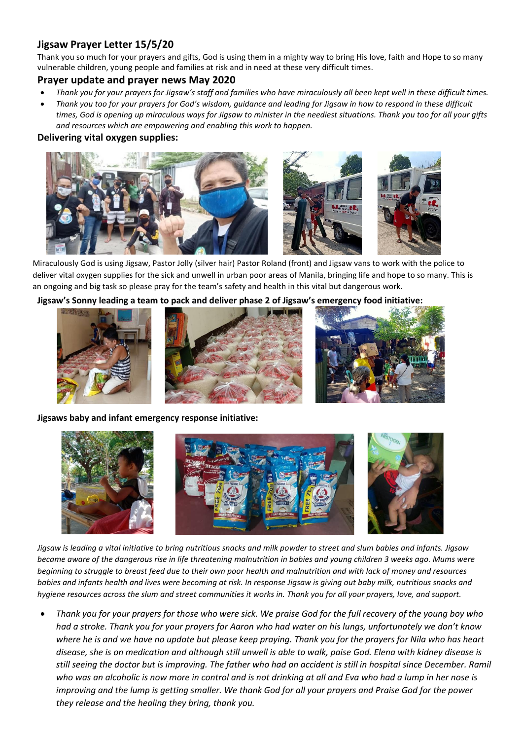## Jigsaw Prayer Letter 15/5/20

Thank you so much for your prayers and gifts, God is using them in a mighty way to bring His love, faith and Hope to so many vulnerable children, young people and families at risk and in need at these very difficult times.

### Prayer update and prayer news May 2020

- *Thank you for your prayers for Jigsaw's staff and families who have miraculously all been kept well in these difficult times.*
- *Thank you too for your prayers for God's wisdom, guidance and leading for Jigsaw in how to respond in these difficult times, God is opening up miraculous ways for Jigsaw to minister in the neediest situations. Thank you too for all your gifts and resources which are empowering and enabling this work to happen.*

**Delivering vital oxygen supplies:**

Miraculously God is using Jigsaw, Pastor Jolly (silver hair) Pastor Roland (front) and Jigsaw vans to work with the police to deliver vital oxygen supplies for the sick and unwell in urban poor areas of Manila, bringing life and hope to so many. This is an ongoing and big task so please pray for the team's safety and health in this vital but dangerous work.

**Jigsaw's Sonny leading a team to pack and deliver phase 2 of Jigsaw's emergency food initiative:**

**Jigsaws baby and infant emergency response initiative:**

*Jigsaw is leading a vital initiative to bring nutritious snacks and milk powder to street and slum babies and infants. Jigsaw became aware of the dangerous rise in life threatening malnutrition in babies and young children 3 weeks ago. Mums were beginning to struggle to breast feed due to their own poor health and malnutrition and with lack of money and resources babies and infants health and lives were becoming at risk. In response Jigsaw is giving out baby milk, nutritious snacks and hygiene resources across the slum and street communities it works in. Thank you for all your prayers, love, and support.*

- *Thank you for your prayers for those who were sick. We praise God for the full recovery of the young boy who had a stroke. Thank you for your prayers for Aaron who had water on his lungs, unfortunately we don't know where he is and we have no update but please keep praying. Thank you for the prayers for Nila who has heart disease, she is on medication and although still unwell is able to walk, paise God. Elena with kidney disease is still seeing the doctor but is improving. The father who had an accident is still in hospital since December. Ramil who was an alcoholic is now more in control and is not drinking at all and Eva who had a lump in her nose is improving and the lump is getting smaller. We thank God for all your prayers and Praise God for the power they release and the healing they bring, thank you.*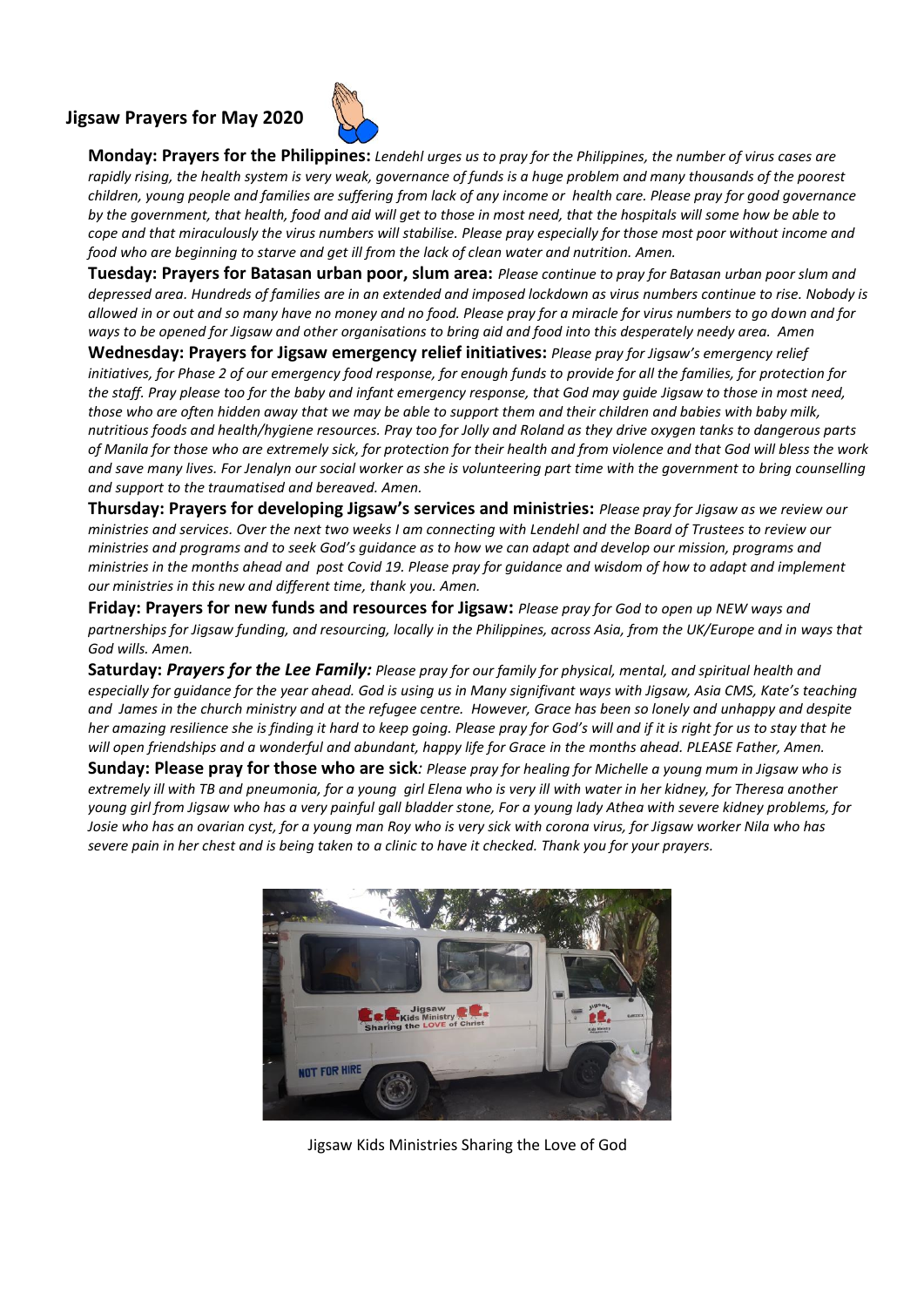## Jigsaw Prayers for May 2020

**Monday: Prayers for the Philippines:** *Lendehl urges us to pray for the Philippines, the number of virus cases are rapidly rising, the health system is very weak, governance of funds is a huge problem and many thousands of the poorest children, young people and families are suffering from lack of any income or health care. Please pray for good governance by the government, that health, food and aid will get to those in most need, that the hospitals will some how be able to cope and that miraculously the virus numbers will stabilise. Please pray especially for those most poor without income and food who are beginning to starve and get ill from the lack of clean water and nutrition. Amen.*

**Tuesday: Prayers for Batasan urban poor, slum area:** *Please continue to pray for Batasan urban poor slum and depressed area. Hundreds of families are in an extended and imposed lockdown as virus numbers continue to rise. Nobody is allowed in or out and so many have no money and no food. Please pray for a miracle for virus numbers to go down and for ways to be opened for Jigsaw and other organisations to bring aid and food into this desperately needy area. Amen*

**Wednesday: Prayers for Jigsaw emergency relief initiatives:** *Please pray for Jigsaw's emergency relief initiatives, for Phase 2 of our emergency food response, for enough funds to provide for all the families, for protection for the staff. Pray please too for the baby and infant emergency response, that God may guide Jigsaw to those in most need, those who are often hidden away that we may be able to support them and their children and babies with baby milk, nutritious foods and health/hygiene resources. Pray too for Jolly and Roland as they drive oxygen tanks to dangerous parts of Manila for those who are extremely sick, for protection for their health and from violence and that God will bless the work and save many lives. For Jenalyn our social worker as she is volunteering part time with the government to bring counselling and support to the traumatised and bereaved. Amen.*

**Thursday: Prayers for developing Jigsaw's services and ministries:** *Please pray for Jigsaw as we review our ministries and services. Over the next two weeks I am connecting with Lendehl and the Board of Trustees to review our ministries and programs and to seek God's guidance as to how we can adapt and develop our mission, programs and ministries in the months ahead and post Covid 19. Please pray for guidance and wisdom of how to adapt and implement our ministries in this new and different time, thank you. Amen.*

**Friday: Prayers for new funds and resources for Jigsaw:** *Please pray for God to open up NEW ways and partnerships for Jigsaw funding, and resourcing, locally in the Philippines, across Asia, from the UK/Europe and in ways that God wills. Amen.*

**Saturday: *Prayers for the Lee Family:*** *Please pray for our family for physical, mental, and spiritual health and especially for guidance for the year ahead. God is using us in Many signifivant ways with Jigsaw, Asia CMS, Kate's teaching and James in the church ministry and at the refugee centre. However, Grace has been so lonely and unhappy and despite her amazing resilience she is finding it hard to keep going. Please pray for God's will and if it is right for us to stay that he will open friendships and a wonderful and abundant, happy life for Grace in the months ahead. PLEASE Father, Amen.*

**Sunday: Please pray for those who are sick***: Please pray for healing for Michelle a young mum in Jigsaw who is extremely ill with TB and pneumonia, for a young girl Elena who is very ill with water in her kidney, for Theresa another young girl from Jigsaw who has a very painful gall bladder stone, For a young lady Athea with severe kidney problems, for Josie who has an ovarian cyst, for a young man Roy who is very sick with corona virus, for Jigsaw worker Nila who has severe pain in her chest and is being taken to a clinic to have it checked. Thank you for your prayers.*

Jigsaw Kids Ministries Sharing the Love of God